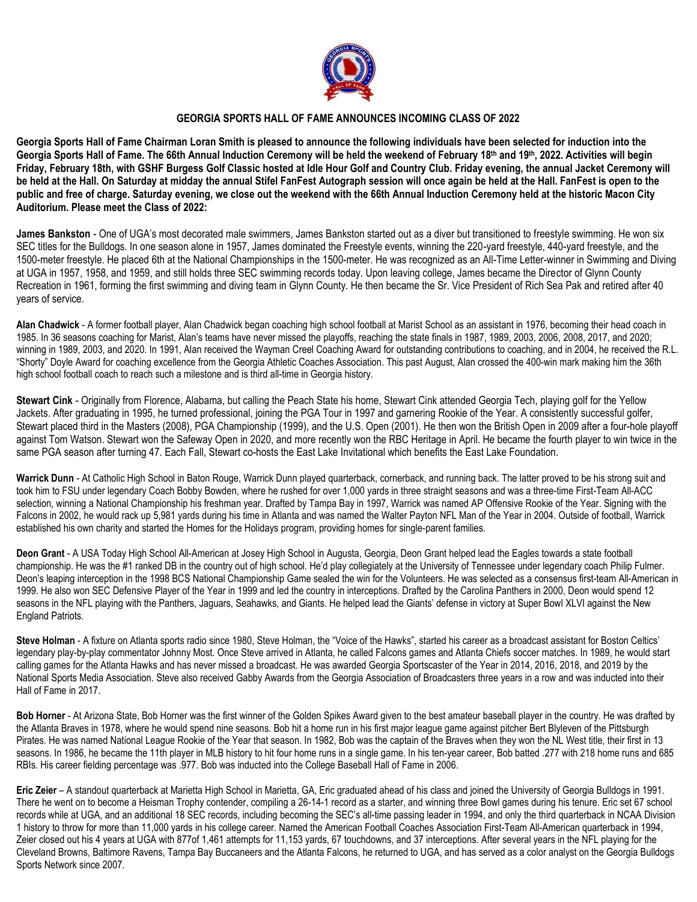# GEORGIA SPORTS HALL OF FAME ANNOUNCES INCOMING CLASS OF 2022

**Georgia Sports Hall of Fame Chairman Loran Smith is pleased to announce the following individuals have been selected for induction into the Georgia Sports Hall of Fame. The 66th Annual Induction Ceremony will be held the weekend of February 18th and 19th, 2022. Activities will begin Friday, February 18th, with GSHF Burgess Golf Classic hosted at Idle Hour Golf and Country Club. Friday evening, the annual Jacket Ceremony will be held at the Hall. On Saturday at midday the annual Stifel FanFest Autograph session will once again be held at the Hall. FanFest is open to the public and free of charge. Saturday evening, we close out the weekend with the 66th Annual Induction Ceremony held at the historic Macon City Auditorium. Please meet the Class of 2022:**

**James Bankston** - One of UGA's most decorated male swimmers, James Bankston started out as a diver but transitioned to freestyle swimming. He won six SEC titles for the Bulldogs. In one season alone in 1957, James dominated the Freestyle events, winning the 220-yard freestyle, 440-yard freestyle, and the 1500-meter freestyle. He placed 6th at the National Championships in the 1500-meter. He was recognized as an All-Time Letter-winner in Swimming and Diving at UGA in 1957, 1958, and 1959, and still holds three SEC swimming records today. Upon leaving college, James became the Director of Glynn County Recreation in 1961, forming the first swimming and diving team in Glynn County. He then became the Sr. Vice President of Rich Sea Pak and retired after 40 years of service.

**Alan Chadwick** - A former football player, Alan Chadwick began coaching high school football at Marist School as an assistant in 1976, becoming their head coach in 1985. In 36 seasons coaching for Marist, Alan's teams have never missed the playoffs, reaching the state finals in 1987, 1989, 2003, 2006, 2008, 2017, and 2020; winning in 1989, 2003, and 2020. In 1991, Alan received the Wayman Creel Coaching Award for outstanding contributions to coaching, and in 2004, he received the R.L. "Shorty" Doyle Award for coaching excellence from the Georgia Athletic Coaches Association. This past August, Alan crossed the 400-win mark making him the 36th high school football coach to reach such a milestone and is third all-time in Georgia history.

**Stewart Cink** - Originally from Florence, Alabama, but calling the Peach State his home, Stewart Cink attended Georgia Tech, playing golf for the Yellow Jackets. After graduating in 1995, he turned professional, joining the PGA Tour in 1997 and garnering Rookie of the Year. A consistently successful golfer, Stewart placed third in the Masters (2008), PGA Championship (1999), and the U.S. Open (2001). He then won the British Open in 2009 after a four-hole playoff against Tom Watson. Stewart won the Safeway Open in 2020, and more recently won the RBC Heritage in April. He became the fourth player to win twice in the same PGA season after turning 47. Each Fall, Stewart co-hosts the East Lake Invitational which benefits the East Lake Foundation.

**Warrick Dunn** - At Catholic High School in Baton Rouge, Warrick Dunn played quarterback, cornerback, and running back. The latter proved to be his strong suit and took him to FSU under legendary Coach Bobby Bowden, where he rushed for over 1,000 yards in three straight seasons and was a three-time First-Team All-ACC selection, winning a National Championship his freshman year. Drafted by Tampa Bay in 1997, Warrick was named AP Offensive Rookie of the Year. Signing with the Falcons in 2002, he would rack up 5,981 yards during his time in Atlanta and was named the Walter Payton NFL Man of the Year in 2004. Outside of football, Warrick established his own charity and started the Homes for the Holidays program, providing homes for single-parent families.

**Deon Grant** - A USA Today High School All-American at Josey High School in Augusta, Georgia, Deon Grant helped lead the Eagles towards a state football championship. He was the #1 ranked DB in the country out of high school. He'd play collegiately at the University of Tennessee under legendary coach Philip Fulmer. Deon's leaping interception in the 1998 BCS National Championship Game sealed the win for the Volunteers. He was selected as a consensus first-team All-American in 1999. He also won SEC Defensive Player of the Year in 1999 and led the country in interceptions. Drafted by the Carolina Panthers in 2000, Deon would spend 12 seasons in the NFL playing with the Panthers, Jaguars, Seahawks, and Giants. He helped lead the Giants' defense in victory at Super Bowl XLVI against the New England Patriots.

**Steve Holman** - A fixture on Atlanta sports radio since 1980, Steve Holman, the "Voice of the Hawks", started his career as a broadcast assistant for Boston Celtics' legendary play-by-play commentator Johnny Most. Once Steve arrived in Atlanta, he called Falcons games and Atlanta Chiefs soccer matches. In 1989, he would start calling games for the Atlanta Hawks and has never missed a broadcast. He was awarded Georgia Sportscaster of the Year in 2014, 2016, 2018, and 2019 by the National Sports Media Association. Steve also received Gabby Awards from the Georgia Association of Broadcasters three years in a row and was inducted into their Hall of Fame in 2017.

**Bob Horner** - At Arizona State, Bob Horner was the first winner of the Golden Spikes Award given to the best amateur baseball player in the country. He was drafted by the Atlanta Braves in 1978, where he would spend nine seasons. Bob hit a home run in his first major league game against pitcher Bert Blyleven of the Pittsburgh Pirates. He was named National League Rookie of the Year that season. In 1982, Bob was the captain of the Braves when they won the NL West title, their first in 13 seasons. In 1986, he became the 11th player in MLB history to hit four home runs in a single game. In his ten-year career, Bob batted .277 with 218 home runs and 685 RBIs. His career fielding percentage was .977. Bob was inducted into the College Baseball Hall of Fame in 2006.

**Eric Zeier** – A standout quarterback at Marietta High School in Marietta, GA, Eric graduated ahead of his class and joined the University of Georgia Bulldogs in 1991. There he went on to become a Heisman Trophy contender, compiling a 26-14-1 record as a starter, and winning three Bowl games during his tenure. Eric set 67 school records while at UGA, and an additional 18 SEC records, including becoming the SEC's all-time passing leader in 1994, and only the third quarterback in NCAA Division 1 history to throw for more than 11,000 yards in his college career. Named the American Football Coaches Association First-Team All-American quarterback in 1994, Zeier closed out his 4 years at UGA with 877of 1,461 attempts for 11,153 yards, 67 touchdowns, and 37 interceptions. After several years in the NFL playing for the Cleveland Browns, Baltimore Ravens, Tampa Bay Buccaneers and the Atlanta Falcons, he returned to UGA, and has served as a color analyst on the Georgia Bulldogs Sports Network since 2007.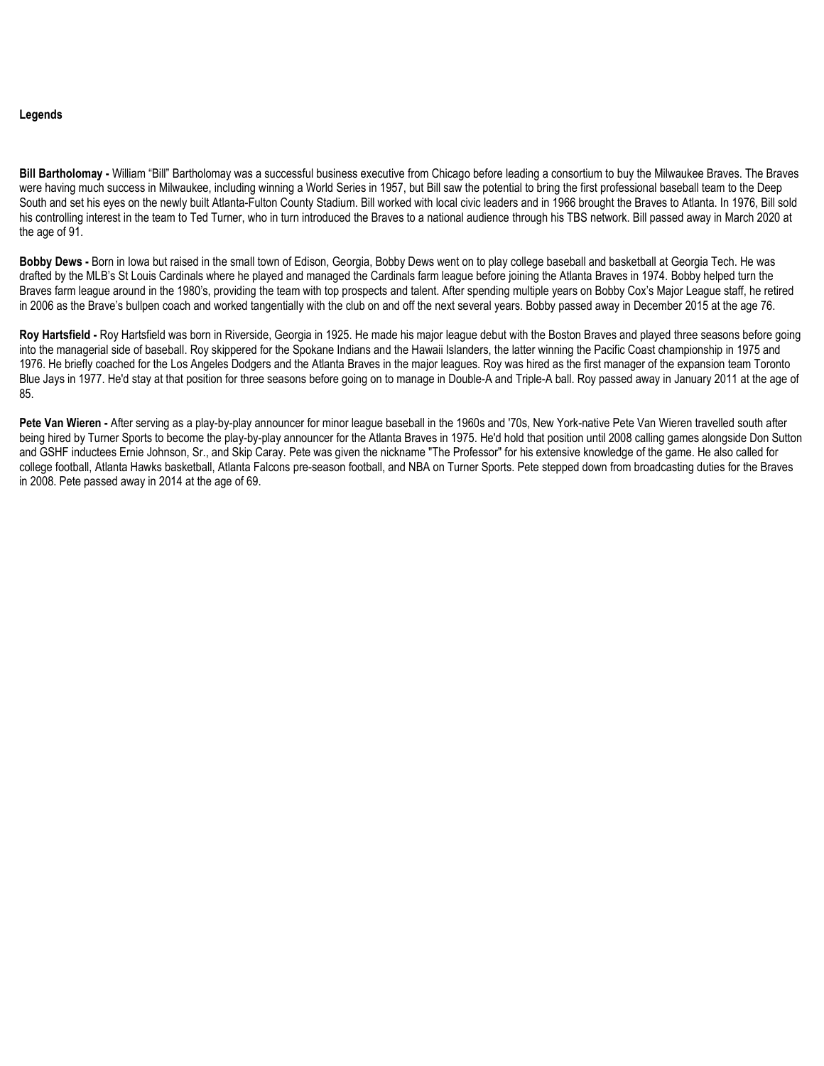**Legends**

**Bill Bartholomay -** William "Bill" Bartholomay was a successful business executive from Chicago before leading a consortium to buy the Milwaukee Braves. The Braves were having much success in Milwaukee, including winning a World Series in 1957, but Bill saw the potential to bring the first professional baseball team to the Deep South and set his eyes on the newly built Atlanta-Fulton County Stadium. Bill worked with local civic leaders and in 1966 brought the Braves to Atlanta. In 1976, Bill sold his controlling interest in the team to Ted Turner, who in turn introduced the Braves to a national audience through his TBS network. Bill passed away in March 2020 at the age of 91.

**Bobby Dews -** Born in Iowa but raised in the small town of Edison, Georgia, Bobby Dews went on to play college baseball and basketball at Georgia Tech. He was drafted by the MLB's St Louis Cardinals where he played and managed the Cardinals farm league before joining the Atlanta Braves in 1974. Bobby helped turn the Braves farm league around in the 1980's, providing the team with top prospects and talent. After spending multiple years on Bobby Cox's Major League staff, he retired in 2006 as the Brave's bullpen coach and worked tangentially with the club on and off the next several years. Bobby passed away in December 2015 at the age 76.

**Roy Hartsfield -** Roy Hartsfield was born in Riverside, Georgia in 1925. He made his major league debut with the Boston Braves and played three seasons before going into the managerial side of baseball. Roy skippered for the Spokane Indians and the Hawaii Islanders, the latter winning the Pacific Coast championship in 1975 and 1976. He briefly coached for the Los Angeles Dodgers and the Atlanta Braves in the major leagues. Roy was hired as the first manager of the expansion team Toronto Blue Jays in 1977. He'd stay at that position for three seasons before going on to manage in Double-A and Triple-A ball. Roy passed away in January 2011 at the age of 85.

**Pete Van Wieren -** After serving as a play-by-play announcer for minor league baseball in the 1960s and '70s, New York-native Pete Van Wieren travelled south after being hired by Turner Sports to become the play-by-play announcer for the Atlanta Braves in 1975. He'd hold that position until 2008 calling games alongside Don Sutton and GSHF inductees Ernie Johnson, Sr., and Skip Caray. Pete was given the nickname "The Professor" for his extensive knowledge of the game. He also called for college football, Atlanta Hawks basketball, Atlanta Falcons pre-season football, and NBA on Turner Sports. Pete stepped down from broadcasting duties for the Braves in 2008. Pete passed away in 2014 at the age of 69.